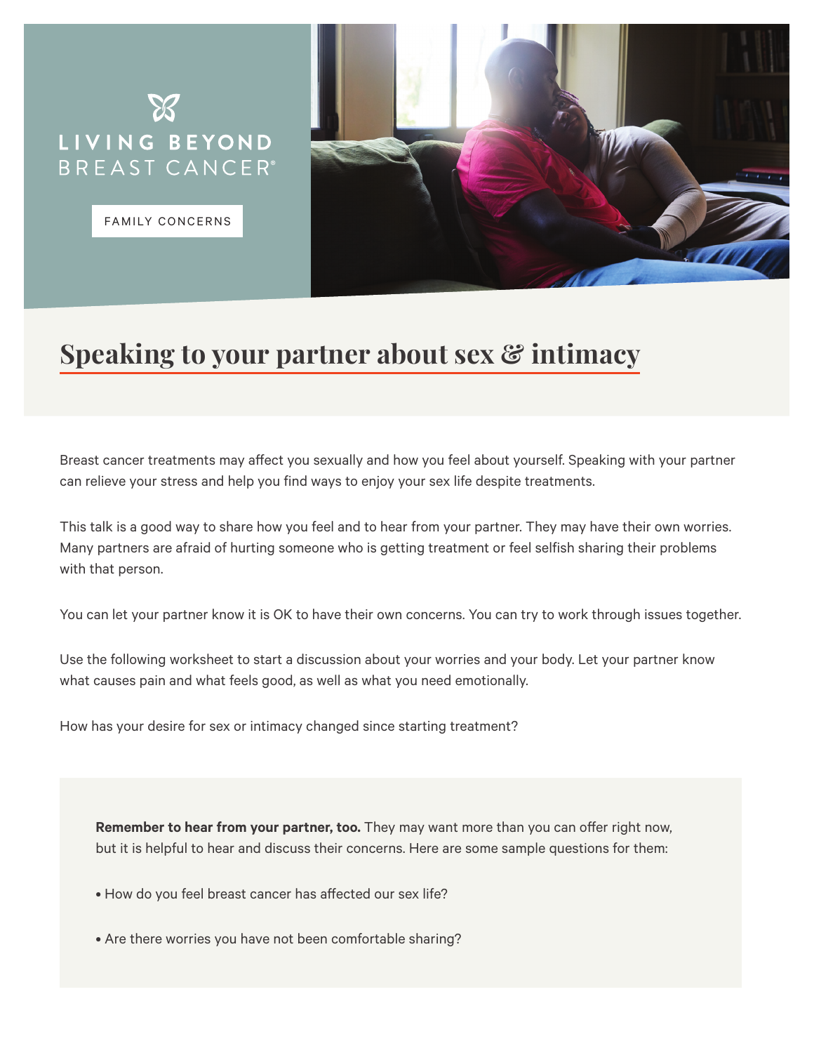LIVING BEYOND BREAST CANCER®

FAMILY CONCERNS

# Speaking to your partner about sex & intimacy

Breast cancer treatments may affect you sexually and how you feel about yourself. Speaking with your partner can relieve your stress and help you find ways to enjoy your sex life despite treatments.

This talk is a good way to share how you feel and to hear from your partner. They may have their own worries. Many partners are afraid of hurting someone who is getting treatment or feel selfish sharing their problems with that person.

You can let your partner know it is OK to have their own concerns. You can try to work through issues together.

Use the following worksheet to start a discussion about your worries and your body. Let your partner know what causes pain and what feels good, as well as what you need emotionally.

How has your desire for sex or intimacy changed since starting treatment?

**Remember to hear from your partner, too.** They may want more than you can offer right now, but it is helpful to hear and discuss their concerns. Here are some sample questions for them:

- How do you feel breast cancer has affected our sex life?
- Are there worries you have not been comfortable sharing?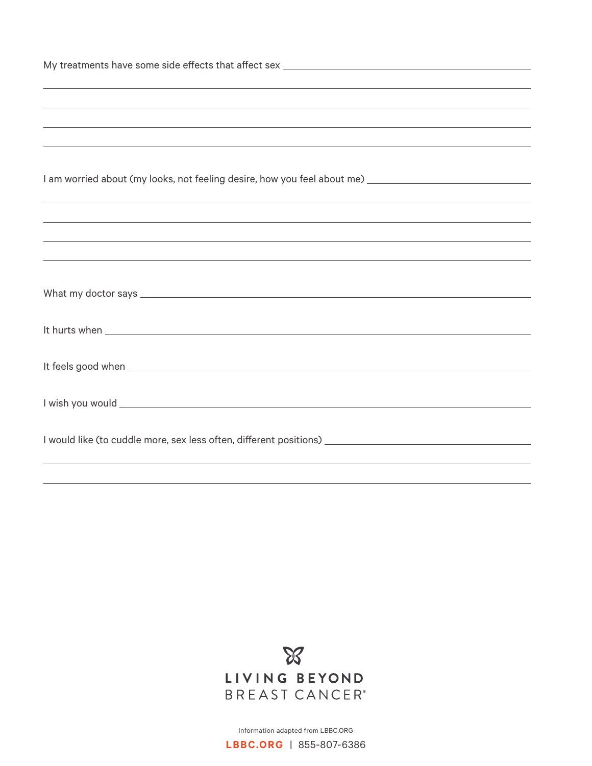My treatments have some side effects that affect sex

I am worried about (my looks, not feeling desire, how you feel about me)

What my doctor says

It hurts when

It feels good when

I wish you would

I would like (to cuddle more, sex less often, different positions)

LIVING BEYOND BREAST CANCER®

Information adapted from LBBC.ORG

LBBC.ORG | 855-807-6386